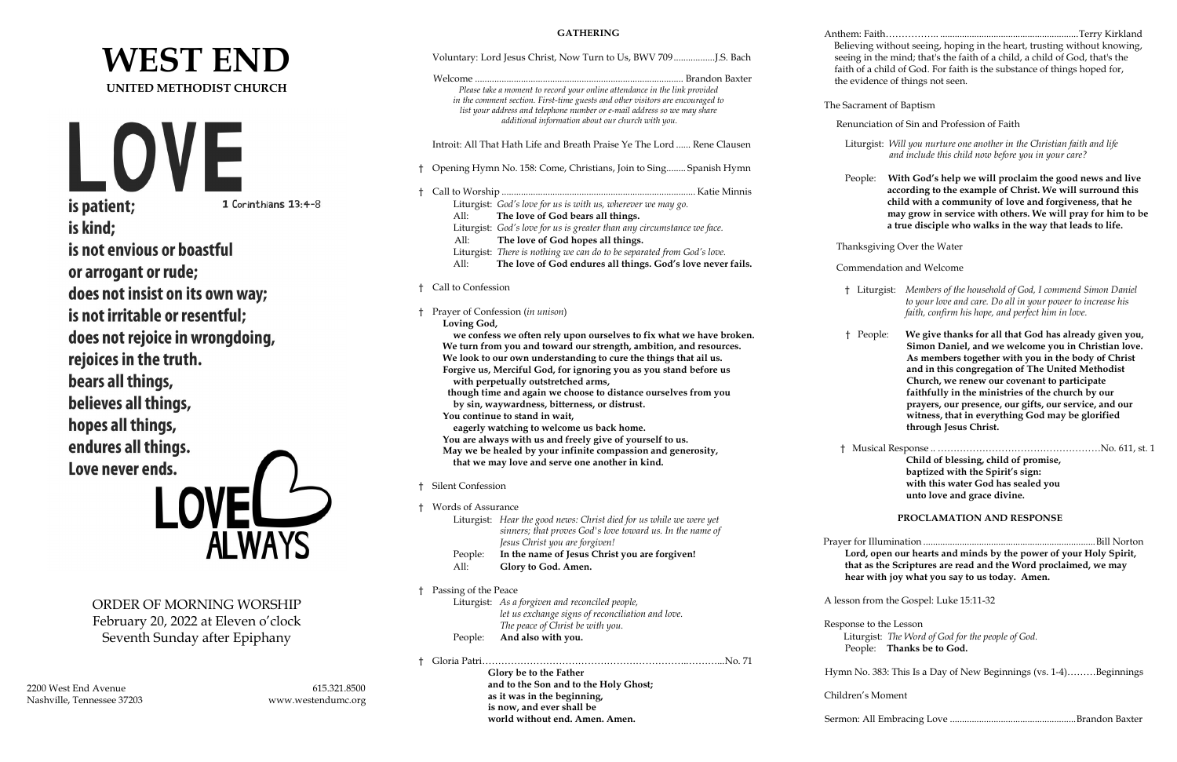# WEST END

**UNITED METHODIST CHURCH**

LOVE

is patient; 1 Corinthians 13:4-8
is kind;
is not envious or boastful
or arrogant or rude;
does not insist on its own way;
is not irritable or resentful;
does not rejoice in wrongdoing,
rejoices in the truth.
bears all things,
believes all things,
hopes all things,
endures all things.
Love never ends.

LOVE ALWAYS

ORDER OF MORNING WORSHIP
February 20, 2022 at Eleven o'clock
Seventh Sunday after Epiphany

2200 West End Avenue
Nashville, Tennessee 37203

615.321.8500
www.westendumc.org

## GATHERING

Voluntary: Lord Jesus Christ, Now Turn to Us, BWV 709 .................J.S. Bach

Welcome ........................................................................................ Brandon Baxter

*Please take a moment to record your online attendance in the link provided in the comment section. First-time guests and other visitors are encouraged to list your address and telephone number or e-mail address so we may share additional information about our church with you.*

Introit: All That Hath Life and Breath Praise Ye The Lord ...... Rene Clausen

† Opening Hymn No. 158: Come, Christians, Join to Sing........ Spanish Hymn

† Call to Worship ................................................................................ Katie Minnis

Liturgist: *God's love for us is with us, wherever we may go.*
All: **The love of God bears all things.**
Liturgist: *God's love for us is greater than any circumstance we face.*
All: **The love of God hopes all things.**
Liturgist: *There is nothing we can do to be separated from God's love.*
All: **The love of God endures all things. God's love never fails.**

† Call to Confession

† Prayer of Confession (*in unison*)

**Loving God,**
**we confess we often rely upon ourselves to fix what we have broken.**
**We turn from you and toward our strength, ambition, and resources.**
**We look to our own understanding to cure the things that ail us.**
**Forgive us, Merciful God, for ignoring you as you stand before us with perpetually outstretched arms,**
**though time and again we choose to distance ourselves from you by sin, waywardness, bitterness, or distrust.**
**You continue to stand in wait,**
**eagerly watching to welcome us back home.**
**You are always with us and freely give of yourself to us.**
**May we be healed by your infinite compassion and generosity, that we may love and serve one another in kind.**

† Silent Confession

† Words of Assurance

Liturgist: *Hear the good news: Christ died for us while we were yet sinners; that proves God's love toward us. In the name of Jesus Christ you are forgiven!*
People: **In the name of Jesus Christ you are forgiven!**
All: **Glory to God. Amen.**

† Passing of the Peace

Liturgist: *As a forgiven and reconciled people, let us exchange signs of reconciliation and love. The peace of Christ be with you.*
People: **And also with you.**

† Gloria Patri..........................................................................................No. 71

**Glory be to the Father**
**and to the Son and to the Holy Ghost;**
**as it was in the beginning,**
**is now, and ever shall be**
**world without end. Amen. Amen.**

Anthem: Faith.................................................................................Terry Kirkland

Believing without seeing, hoping in the heart, trusting without knowing, seeing in the mind; that's the faith of a child, a child of God, that's the faith of a child of God. For faith is the substance of things hoped for, the evidence of things not seen.

The Sacrament of Baptism

Renunciation of Sin and Profession of Faith

Liturgist: *Will you nurture one another in the Christian faith and life and include this child now before you in your care?*

People: **With God's help we will proclaim the good news and live according to the example of Christ. We will surround this child with a community of love and forgiveness, that he may grow in service with others. We will pray for him to be a true disciple who walks in the way that leads to life.**

Thanksgiving Over the Water

Commendation and Welcome

† Liturgist: *Members of the household of God, I commend Simon Daniel to your love and care. Do all in your power to increase his faith, confirm his hope, and perfect him in love.*

† People: **We give thanks for all that God has already given you, Simon Daniel, and we welcome you in Christian love. As members together with you in the body of Christ and in this congregation of The United Methodist Church, we renew our covenant to participate faithfully in the ministries of the church by our prayers, our presence, our gifts, our service, and our witness, that in everything God may be glorified through Jesus Christ.**

† Musical Response ..................................................................No. 611, st. 1

**Child of blessing, child of promise,**
**baptized with the Spirit's sign:**
**with this water God has sealed you**
**unto love and grace divine.**

## PROCLAMATION AND RESPONSE

Prayer for Illumination ..................................................................Bill Norton

**Lord, open our hearts and minds by the power of your Holy Spirit, that as the Scriptures are read and the Word proclaimed, we may hear with joy what you say to us today. Amen.**

A lesson from the Gospel: Luke 15:11-32

Response to the Lesson

Liturgist: *The Word of God for the people of God.*
People: **Thanks be to God.**

Hymn No. 383: This Is a Day of New Beginnings (vs. 1-4).........Beginnings

Children's Moment

Sermon: All Embracing Love ......................................................Brandon Baxter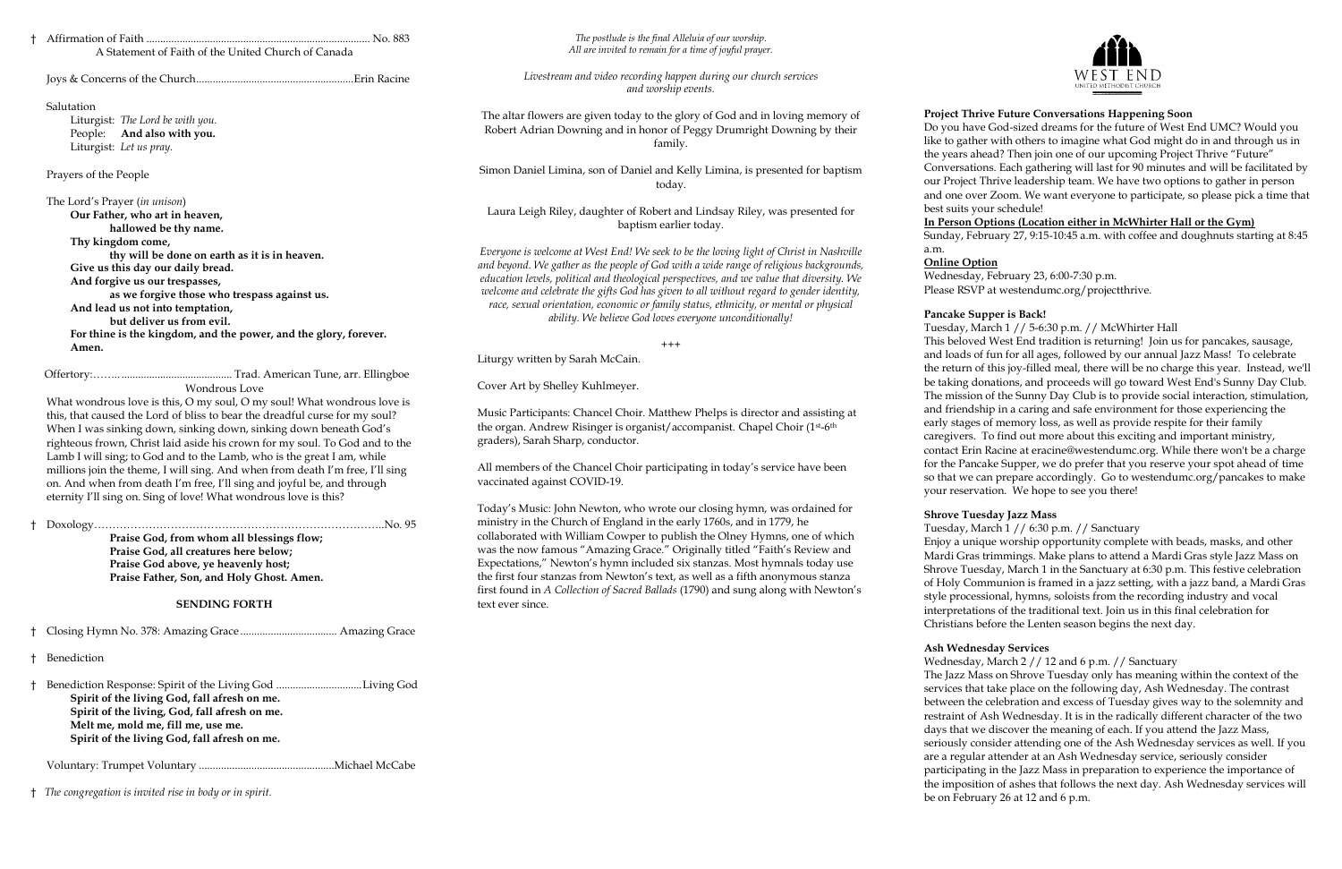† Affirmation of Faith ................................................................................ No. 883
A Statement of Faith of the United Church of Canada

Joys & Concerns of the Church.........................................................Erin Racine

Salutation

Liturgist: *The Lord be with you.*
People: **And also with you.**
Liturgist: *Let us pray.*

Prayers of the People

The Lord's Prayer (*in unison*)

**Our Father, who art in heaven,**
**hallowed be thy name.**
**Thy kingdom come,**
**thy will be done on earth as it is in heaven.**
**Give us this day our daily bread.**
**And forgive us our trespasses,**
**as we forgive those who trespass against us.**
**And lead us not into temptation,**
**but deliver us from evil.**
**For thine is the kingdom, and the power, and the glory, forever.**
**Amen.**

Offertory:……........................................ Trad. American Tune, arr. Ellingboe
Wondrous Love

What wondrous love is this, O my soul, O my soul! What wondrous love is this, that caused the Lord of bliss to bear the dreadful curse for my soul? When I was sinking down, sinking down, sinking down beneath God's righteous frown, Christ laid aside his crown for my soul. To God and to the Lamb I will sing; to God and to the Lamb, who is the great I am, while millions join the theme, I will sing. And when from death I'm free, I'll sing on. And when from death I'm free, I'll sing and joyful be, and through eternity I'll sing on. Sing of love! What wondrous love is this?

† Doxology…………………………………………………………………….No. 95

**Praise God, from whom all blessings flow;**
**Praise God, all creatures here below;**
**Praise God above, ye heavenly host;**
**Praise Father, Son, and Holy Ghost. Amen.**

## SENDING FORTH

† Closing Hymn No. 378: Amazing Grace .................................. Amazing Grace

† Benediction

† Benediction Response: Spirit of the Living God ...............................Living God

**Spirit of the living God, fall afresh on me.**
**Spirit of the living, God, fall afresh on me.**
**Melt me, mold me, fill me, use me.**
**Spirit of the living God, fall afresh on me.**

Voluntary: Trumpet Voluntary .................................................Michael McCabe

† *The congregation is invited rise in body or in spirit.*

*The postlude is the final Alleluia of our worship. All are invited to remain for a time of joyful prayer.*

*Livestream and video recording happen during our church services and worship events.*

The altar flowers are given today to the glory of God and in loving memory of Robert Adrian Downing and in honor of Peggy Drumright Downing by their family.

Simon Daniel Limina, son of Daniel and Kelly Limina, is presented for baptism today.

Laura Leigh Riley, daughter of Robert and Lindsay Riley, was presented for baptism earlier today.

*Everyone is welcome at West End! We seek to be the loving light of Christ in Nashville and beyond. We gather as the people of God with a wide range of religious backgrounds, education levels, political and theological perspectives, and we value that diversity. We welcome and celebrate the gifts God has given to all without regard to gender identity, race, sexual orientation, economic or family status, ethnicity, or mental or physical ability. We believe God loves everyone unconditionally!*

+++

Liturgy written by Sarah McCain.

Cover Art by Shelley Kuhlmeyer.

Music Participants: Chancel Choir. Matthew Phelps is director and assisting at the organ. Andrew Risinger is organist/accompanist. Chapel Choir (1st-6th graders), Sarah Sharp, conductor.

All members of the Chancel Choir participating in today's service have been vaccinated against COVID-19.

Today's Music: John Newton, who wrote our closing hymn, was ordained for ministry in the Church of England in the early 1760s, and in 1779, he collaborated with William Cowper to publish the Olney Hymns, one of which was the now famous "Amazing Grace." Originally titled "Faith's Review and Expectations," Newton's hymn included six stanzas. Most hymnals today use the first four stanzas from Newton's text, as well as a fifth anonymous stanza first found in *A Collection of Sacred Ballads* (1790) and sung along with Newton's text ever since.

WEST END
UNITED METHODIST CHURCH

**Project Thrive Future Conversations Happening Soon**

Do you have God-sized dreams for the future of West End UMC? Would you like to gather with others to imagine what God might do in and through us in the years ahead? Then join one of our upcoming Project Thrive "Future" Conversations. Each gathering will last for 90 minutes and will be facilitated by our Project Thrive leadership team. We have two options to gather in person and one over Zoom. We want everyone to participate, so please pick a time that best suits your schedule!

**In Person Options (Location either in McWhirter Hall or the Gym)**

Sunday, February 27, 9:15-10:45 a.m. with coffee and doughnuts starting at 8:45 a.m.

**Online Option**

Wednesday, February 23, 6:00-7:30 p.m.
Please RSVP at westendumc.org/projectthrive.

**Pancake Supper is Back!**

Tuesday, March 1 // 5-6:30 p.m. // McWhirter Hall
This beloved West End tradition is returning! Join us for pancakes, sausage, and loads of fun for all ages, followed by our annual Jazz Mass! To celebrate the return of this joy-filled meal, there will be no charge this year. Instead, we'll be taking donations, and proceeds will go toward West End's Sunny Day Club. The mission of the Sunny Day Club is to provide social interaction, stimulation, and friendship in a caring and safe environment for those experiencing the early stages of memory loss, as well as provide respite for their family caregivers. To find out more about this exciting and important ministry, contact Erin Racine at eracine@westendumc.org. While there won't be a charge for the Pancake Supper, we do prefer that you reserve your spot ahead of time so that we can prepare accordingly. Go to westendumc.org/pancakes to make your reservation. We hope to see you there!

**Shrove Tuesday Jazz Mass**

Tuesday, March 1 // 6:30 p.m. // Sanctuary
Enjoy a unique worship opportunity complete with beads, masks, and other Mardi Gras trimmings. Make plans to attend a Mardi Gras style Jazz Mass on Shrove Tuesday, March 1 in the Sanctuary at 6:30 p.m. This festive celebration of Holy Communion is framed in a jazz setting, with a jazz band, a Mardi Gras style processional, hymns, soloists from the recording industry and vocal interpretations of the traditional text. Join us in this final celebration for Christians before the Lenten season begins the next day.

**Ash Wednesday Services**

Wednesday, March 2 // 12 and 6 p.m. // Sanctuary
The Jazz Mass on Shrove Tuesday only has meaning within the context of the services that take place on the following day, Ash Wednesday. The contrast between the celebration and excess of Tuesday gives way to the solemnity and restraint of Ash Wednesday. It is in the radically different character of the two days that we discover the meaning of each. If you attend the Jazz Mass, seriously consider attending one of the Ash Wednesday services as well. If you are a regular attender at an Ash Wednesday service, seriously consider participating in the Jazz Mass in preparation to experience the importance of the imposition of ashes that follows the next day. Ash Wednesday services will be on February 26 at 12 and 6 p.m.